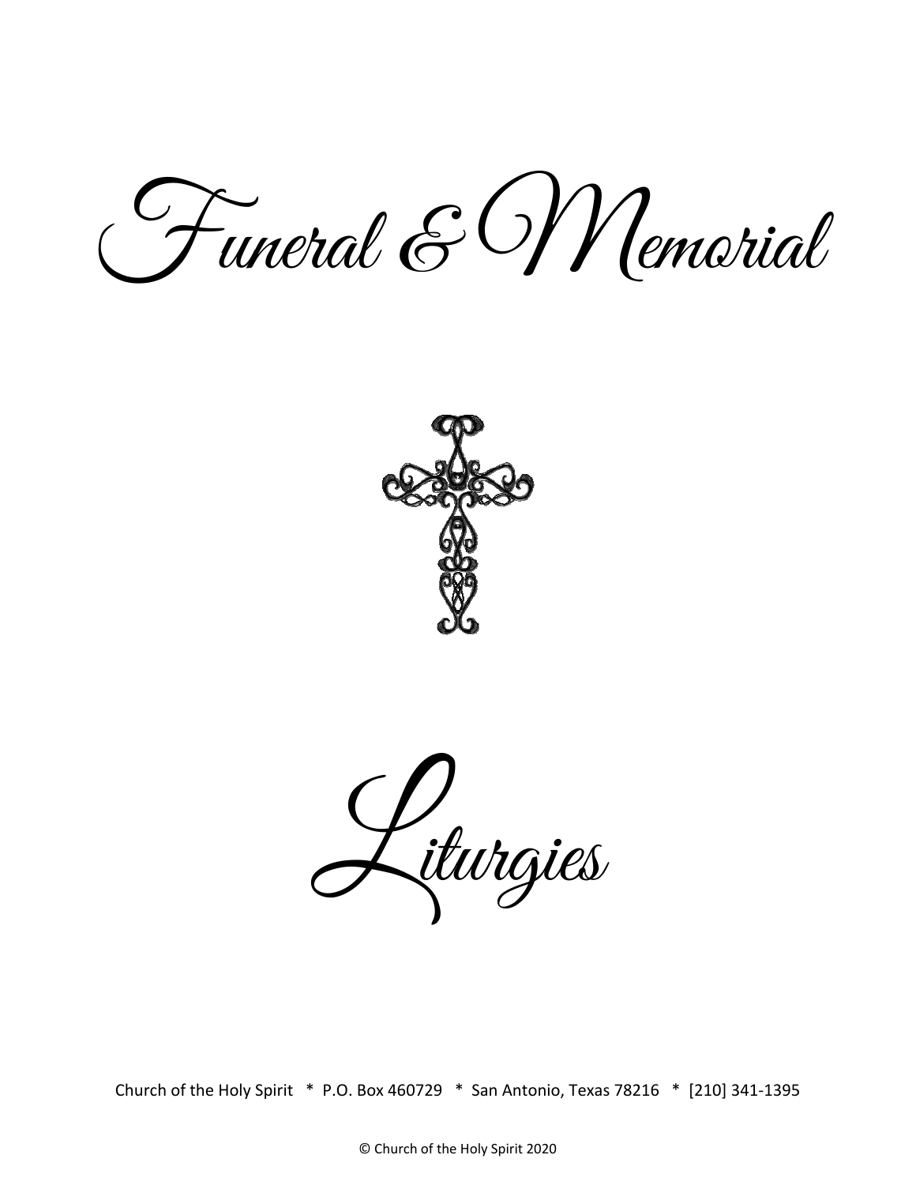# Funeral & Memorial

# Liturgies

Church of the Holy Spirit * P.O. Box 460729 * San Antonio, Texas 78216 * [210] 341-1395

© Church of the Holy Spirit 2020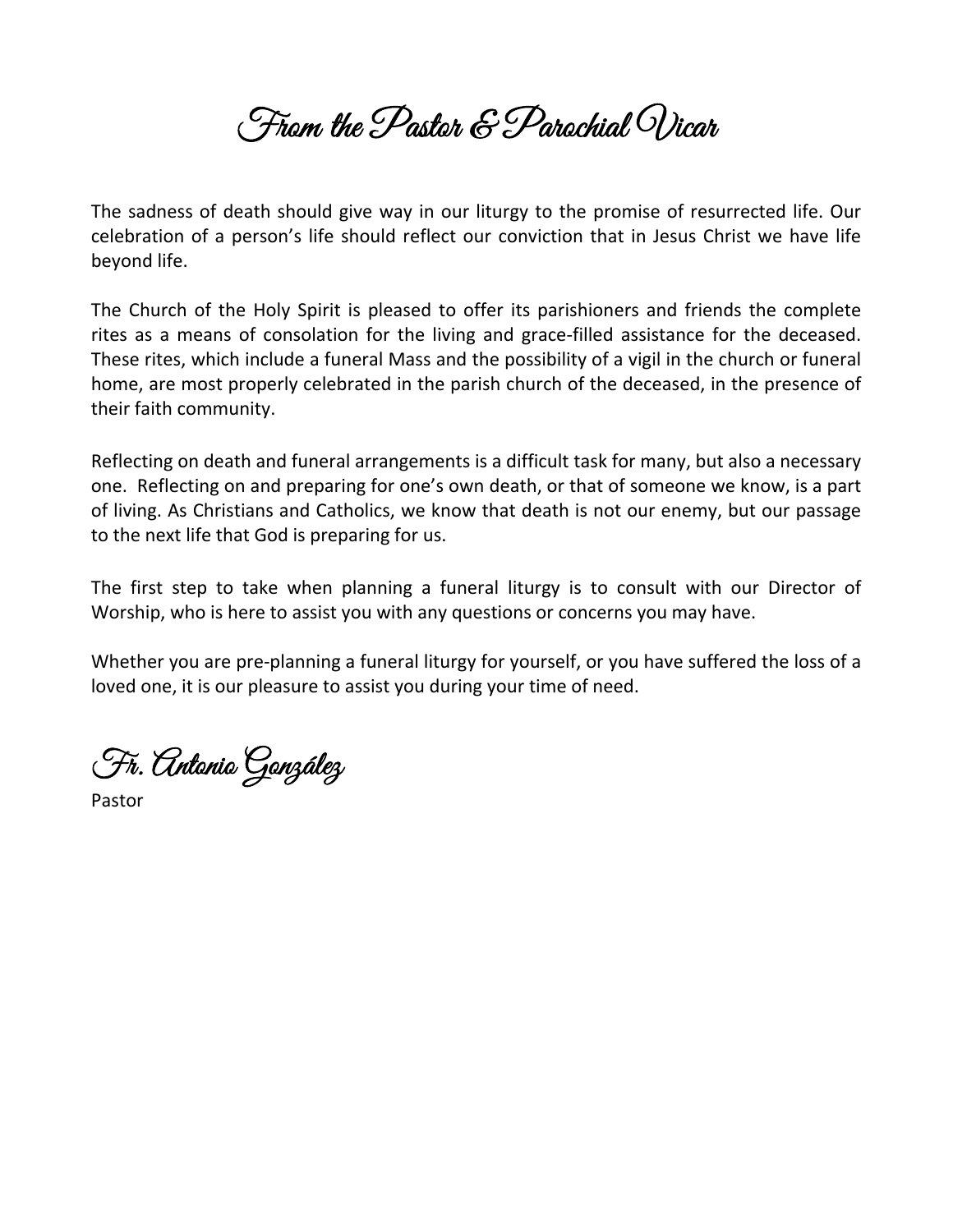# From the Pastor & Parochial Vicar

The sadness of death should give way in our liturgy to the promise of resurrected life. Our celebration of a person's life should reflect our conviction that in Jesus Christ we have life beyond life.

The Church of the Holy Spirit is pleased to offer its parishioners and friends the complete rites as a means of consolation for the living and grace-filled assistance for the deceased. These rites, which include a funeral Mass and the possibility of a vigil in the church or funeral home, are most properly celebrated in the parish church of the deceased, in the presence of their faith community.

Reflecting on death and funeral arrangements is a difficult task for many, but also a necessary one. Reflecting on and preparing for one's own death, or that of someone we know, is a part of living. As Christians and Catholics, we know that death is not our enemy, but our passage to the next life that God is preparing for us.

The first step to take when planning a funeral liturgy is to consult with our Director of Worship, who is here to assist you with any questions or concerns you may have.

Whether you are pre-planning a funeral liturgy for yourself, or you have suffered the loss of a loved one, it is our pleasure to assist you during your time of need.

*Fr. Antonio González*
Pastor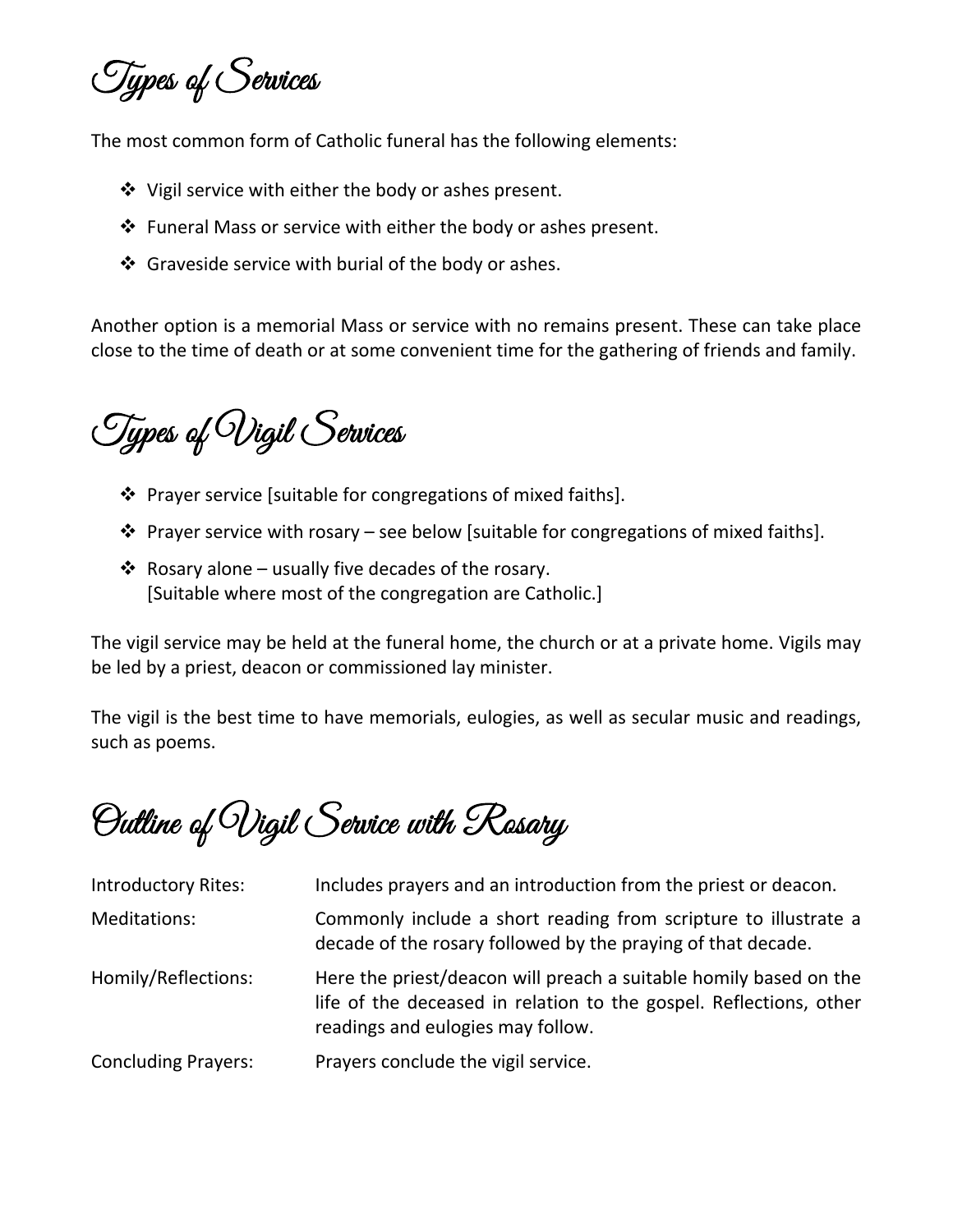## Types of Services

The most common form of Catholic funeral has the following elements:

- Vigil service with either the body or ashes present.
- Funeral Mass or service with either the body or ashes present.
- Graveside service with burial of the body or ashes.

Another option is a memorial Mass or service with no remains present. These can take place close to the time of death or at some convenient time for the gathering of friends and family.

## Types of Vigil Services

- Prayer service [suitable for congregations of mixed faiths].
- Prayer service with rosary – see below [suitable for congregations of mixed faiths].
- Rosary alone – usually five decades of the rosary.
  [Suitable where most of the congregation are Catholic.]

The vigil service may be held at the funeral home, the church or at a private home. Vigils may be led by a priest, deacon or commissioned lay minister.

The vigil is the best time to have memorials, eulogies, as well as secular music and readings, such as poems.

## Outline of Vigil Service with Rosary

| | |
|---|---|
| Introductory Rites: | Includes prayers and an introduction from the priest or deacon. |
| Meditations: | Commonly include a short reading from scripture to illustrate a decade of the rosary followed by the praying of that decade. |
| Homily/Reflections: | Here the priest/deacon will preach a suitable homily based on the life of the deceased in relation to the gospel. Reflections, other readings and eulogies may follow. |
| Concluding Prayers: | Prayers conclude the vigil service. |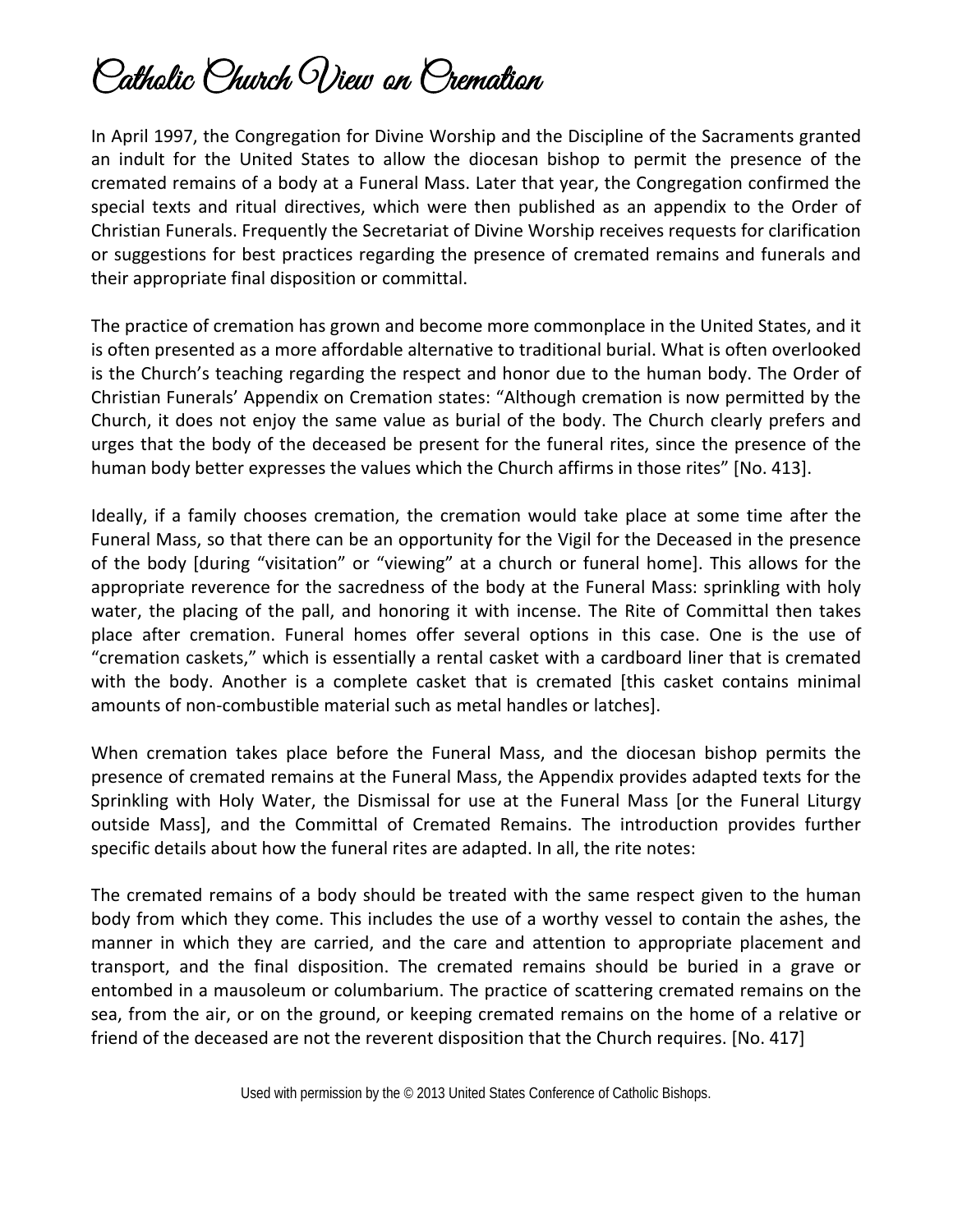# Catholic Church View on Cremation

In April 1997, the Congregation for Divine Worship and the Discipline of the Sacraments granted an indult for the United States to allow the diocesan bishop to permit the presence of the cremated remains of a body at a Funeral Mass. Later that year, the Congregation confirmed the special texts and ritual directives, which were then published as an appendix to the Order of Christian Funerals. Frequently the Secretariat of Divine Worship receives requests for clarification or suggestions for best practices regarding the presence of cremated remains and funerals and their appropriate final disposition or committal.

The practice of cremation has grown and become more commonplace in the United States, and it is often presented as a more affordable alternative to traditional burial. What is often overlooked is the Church's teaching regarding the respect and honor due to the human body. The Order of Christian Funerals' Appendix on Cremation states: "Although cremation is now permitted by the Church, it does not enjoy the same value as burial of the body. The Church clearly prefers and urges that the body of the deceased be present for the funeral rites, since the presence of the human body better expresses the values which the Church affirms in those rites" [No. 413].

Ideally, if a family chooses cremation, the cremation would take place at some time after the Funeral Mass, so that there can be an opportunity for the Vigil for the Deceased in the presence of the body [during "visitation" or "viewing" at a church or funeral home]. This allows for the appropriate reverence for the sacredness of the body at the Funeral Mass: sprinkling with holy water, the placing of the pall, and honoring it with incense. The Rite of Committal then takes place after cremation. Funeral homes offer several options in this case. One is the use of "cremation caskets," which is essentially a rental casket with a cardboard liner that is cremated with the body. Another is a complete casket that is cremated [this casket contains minimal amounts of non-combustible material such as metal handles or latches].

When cremation takes place before the Funeral Mass, and the diocesan bishop permits the presence of cremated remains at the Funeral Mass, the Appendix provides adapted texts for the Sprinkling with Holy Water, the Dismissal for use at the Funeral Mass [or the Funeral Liturgy outside Mass], and the Committal of Cremated Remains. The introduction provides further specific details about how the funeral rites are adapted. In all, the rite notes:

The cremated remains of a body should be treated with the same respect given to the human body from which they come. This includes the use of a worthy vessel to contain the ashes, the manner in which they are carried, and the care and attention to appropriate placement and transport, and the final disposition. The cremated remains should be buried in a grave or entombed in a mausoleum or columbarium. The practice of scattering cremated remains on the sea, from the air, or on the ground, or keeping cremated remains on the home of a relative or friend of the deceased are not the reverent disposition that the Church requires. [No. 417]

Used with permission by the © 2013 United States Conference of Catholic Bishops.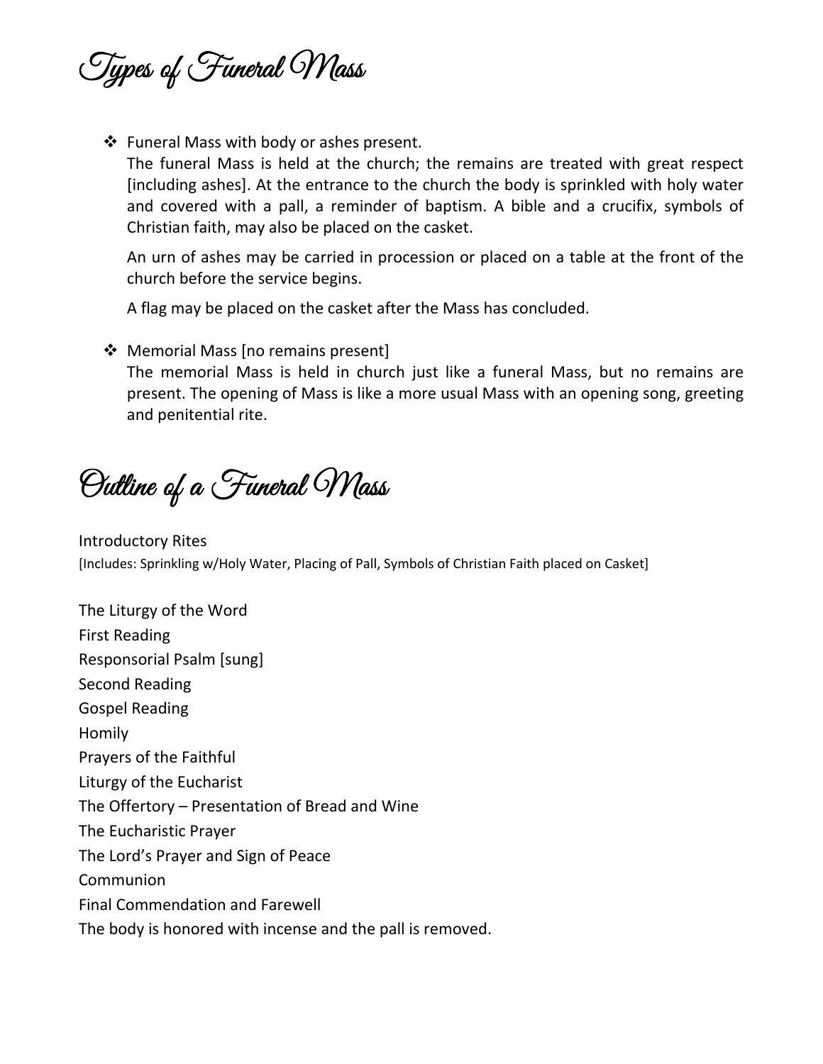# Types of Funeral Mass

- Funeral Mass with body or ashes present.
  The funeral Mass is held at the church; the remains are treated with great respect [including ashes]. At the entrance to the church the body is sprinkled with holy water and covered with a pall, a reminder of baptism. A bible and a crucifix, symbols of Christian faith, may also be placed on the casket.

  An urn of ashes may be carried in procession or placed on a table at the front of the church before the service begins.

  A flag may be placed on the casket after the Mass has concluded.

- Memorial Mass [no remains present]
  The memorial Mass is held in church just like a funeral Mass, but no remains are present. The opening of Mass is like a more usual Mass with an opening song, greeting and penitential rite.

# Outline of a Funeral Mass

Introductory Rites
[Includes: Sprinkling w/Holy Water, Placing of Pall, Symbols of Christian Faith placed on Casket]

The Liturgy of the Word
First Reading
Responsorial Psalm [sung]
Second Reading
Gospel Reading
Homily
Prayers of the Faithful
Liturgy of the Eucharist
The Offertory – Presentation of Bread and Wine
The Eucharistic Prayer
The Lord's Prayer and Sign of Peace
Communion
Final Commendation and Farewell
The body is honored with incense and the pall is removed.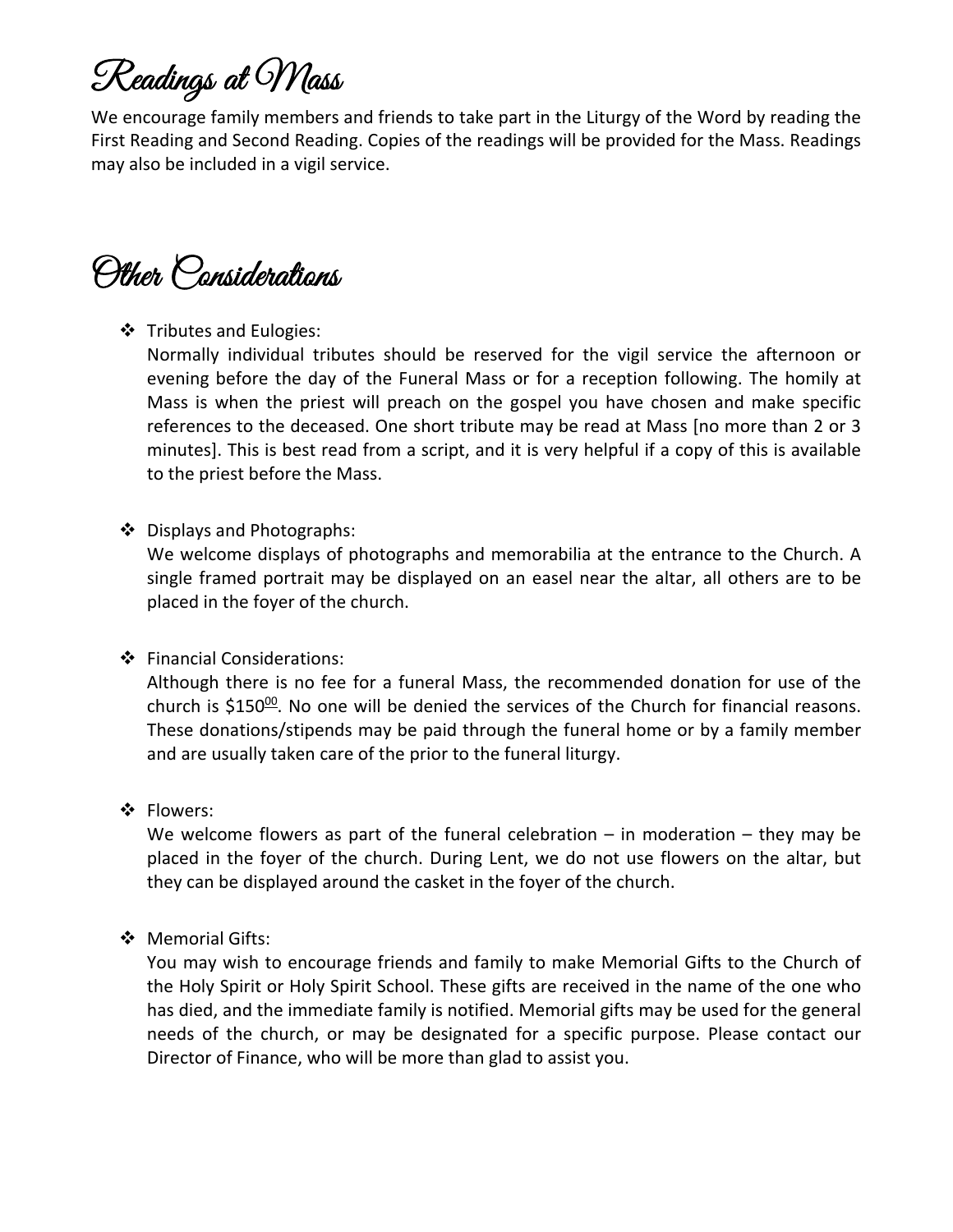# Readings at Mass

We encourage family members and friends to take part in the Liturgy of the Word by reading the First Reading and Second Reading. Copies of the readings will be provided for the Mass. Readings may also be included in a vigil service.

# Other Considerations

- Tributes and Eulogies:
  Normally individual tributes should be reserved for the vigil service the afternoon or evening before the day of the Funeral Mass or for a reception following. The homily at Mass is when the priest will preach on the gospel you have chosen and make specific references to the deceased. One short tribute may be read at Mass [no more than 2 or 3 minutes]. This is best read from a script, and it is very helpful if a copy of this is available to the priest before the Mass.

- Displays and Photographs:
  We welcome displays of photographs and memorabilia at the entrance to the Church. A single framed portrait may be displayed on an easel near the altar, all others are to be placed in the foyer of the church.

- Financial Considerations:
  Although there is no fee for a funeral Mass, the recommended donation for use of the church is \$150.00. No one will be denied the services of the Church for financial reasons. These donations/stipends may be paid through the funeral home or by a family member and are usually taken care of the prior to the funeral liturgy.

- Flowers:
  We welcome flowers as part of the funeral celebration – in moderation – they may be placed in the foyer of the church. During Lent, we do not use flowers on the altar, but they can be displayed around the casket in the foyer of the church.

- Memorial Gifts:
  You may wish to encourage friends and family to make Memorial Gifts to the Church of the Holy Spirit or Holy Spirit School. These gifts are received in the name of the one who has died, and the immediate family is notified. Memorial gifts may be used for the general needs of the church, or may be designated for a specific purpose. Please contact our Director of Finance, who will be more than glad to assist you.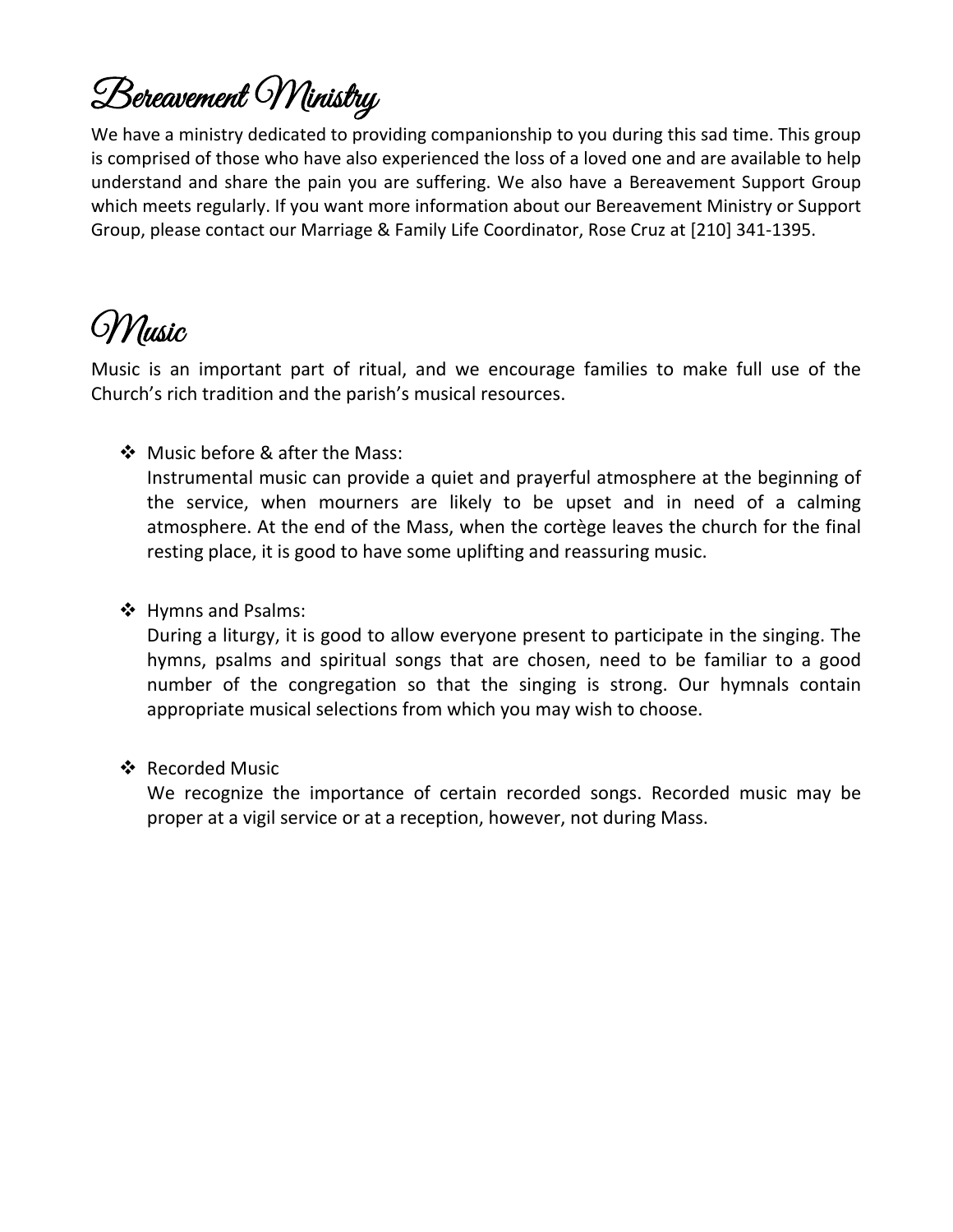# Bereavement Ministry

We have a ministry dedicated to providing companionship to you during this sad time. This group is comprised of those who have also experienced the loss of a loved one and are available to help understand and share the pain you are suffering. We also have a Bereavement Support Group which meets regularly. If you want more information about our Bereavement Ministry or Support Group, please contact our Marriage & Family Life Coordinator, Rose Cruz at [210] 341-1395.

# Music

Music is an important part of ritual, and we encourage families to make full use of the Church's rich tradition and the parish's musical resources.

- Music before & after the Mass:
  Instrumental music can provide a quiet and prayerful atmosphere at the beginning of the service, when mourners are likely to be upset and in need of a calming atmosphere. At the end of the Mass, when the cortège leaves the church for the final resting place, it is good to have some uplifting and reassuring music.

- Hymns and Psalms:
  During a liturgy, it is good to allow everyone present to participate in the singing. The hymns, psalms and spiritual songs that are chosen, need to be familiar to a good number of the congregation so that the singing is strong. Our hymnals contain appropriate musical selections from which you may wish to choose.

- Recorded Music
  We recognize the importance of certain recorded songs. Recorded music may be proper at a vigil service or at a reception, however, not during Mass.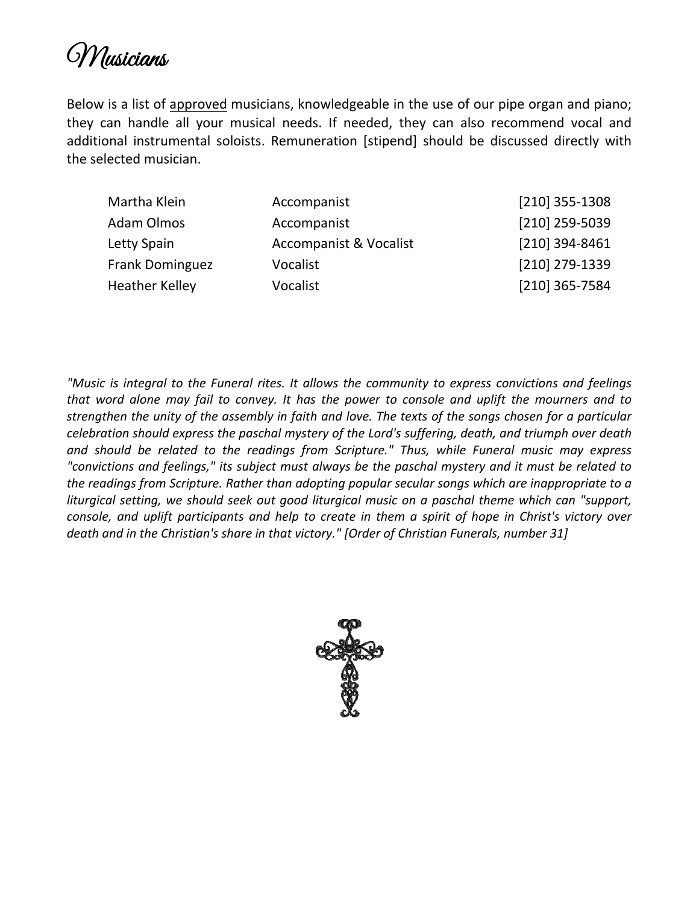# Musicians

Below is a list of approved musicians, knowledgeable in the use of our pipe organ and piano; they can handle all your musical needs. If needed, they can also recommend vocal and additional instrumental soloists. Remuneration [stipend] should be discussed directly with the selected musician.

| | | |
|---|---|---|
| Martha Klein | Accompanist | [210] 355-1308 |
| Adam Olmos | Accompanist | [210] 259-5039 |
| Letty Spain | Accompanist & Vocalist | [210] 394-8461 |
| Frank Dominguez | Vocalist | [210] 279-1339 |
| Heather Kelley | Vocalist | [210] 365-7584 |

*"Music is integral to the Funeral rites. It allows the community to express convictions and feelings that word alone may fail to convey. It has the power to console and uplift the mourners and to strengthen the unity of the assembly in faith and love. The texts of the songs chosen for a particular celebration should express the paschal mystery of the Lord's suffering, death, and triumph over death and should be related to the readings from Scripture." Thus, while Funeral music may express "convictions and feelings," its subject must always be the paschal mystery and it must be related to the readings from Scripture. Rather than adopting popular secular songs which are inappropriate to a liturgical setting, we should seek out good liturgical music on a paschal theme which can "support, console, and uplift participants and help to create in them a spirit of hope in Christ's victory over death and in the Christian's share in that victory." [Order of Christian Funerals, number 31]*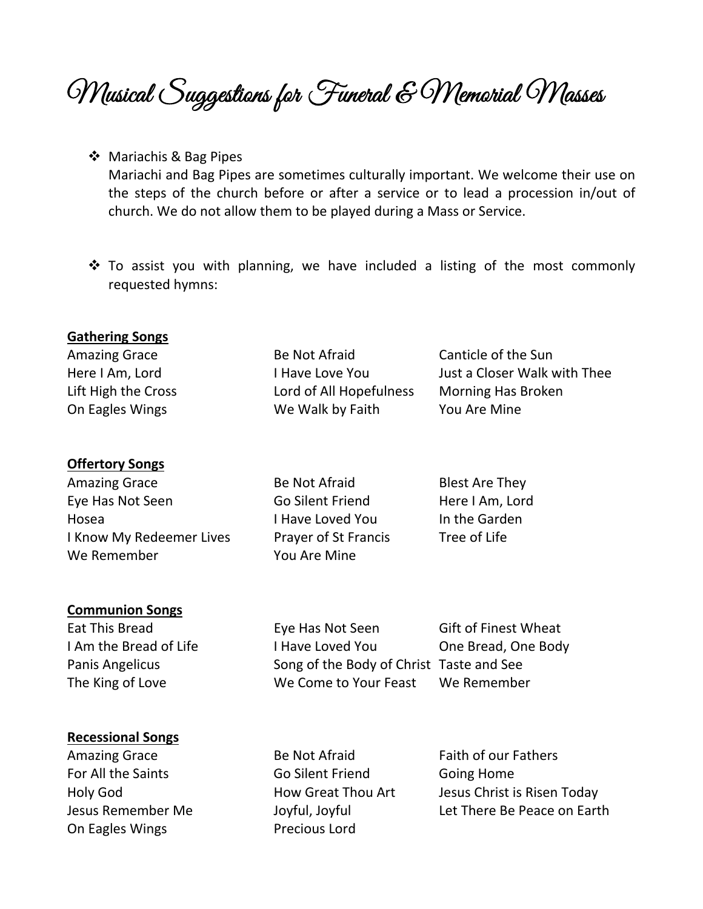# Musical Suggestions for Funeral & Memorial Masses

- Mariachis & Bag Pipes
  Mariachi and Bag Pipes are sometimes culturally important. We welcome their use on the steps of the church before or after a service or to lead a procession in/out of church. We do not allow them to be played during a Mass or Service.

- To assist you with planning, we have included a listing of the most commonly requested hymns:

**Gathering Songs**

Amazing Grace
Be Not Afraid
Canticle of the Sun
Here I Am, Lord
I Have Love You
Just a Closer Walk with Thee
Lift High the Cross
Lord of All Hopefulness
Morning Has Broken
On Eagles Wings
We Walk by Faith
You Are Mine

**Offertory Songs**

Amazing Grace
Be Not Afraid
Blest Are They
Eye Has Not Seen
Go Silent Friend
Here I Am, Lord
Hosea
I Have Loved You
In the Garden
I Know My Redeemer Lives
Prayer of St Francis
Tree of Life
We Remember
You Are Mine

**Communion Songs**

Eat This Bread
Eye Has Not Seen
Gift of Finest Wheat
I Am the Bread of Life
I Have Loved You
One Bread, One Body
Panis Angelicus
Song of the Body of Christ
Taste and See
The King of Love
We Come to Your Feast
We Remember

**Recessional Songs**

Amazing Grace
Be Not Afraid
Faith of our Fathers
For All the Saints
Go Silent Friend
Going Home
Holy God
How Great Thou Art
Jesus Christ is Risen Today
Jesus Remember Me
Joyful, Joyful
Let There Be Peace on Earth
On Eagles Wings
Precious Lord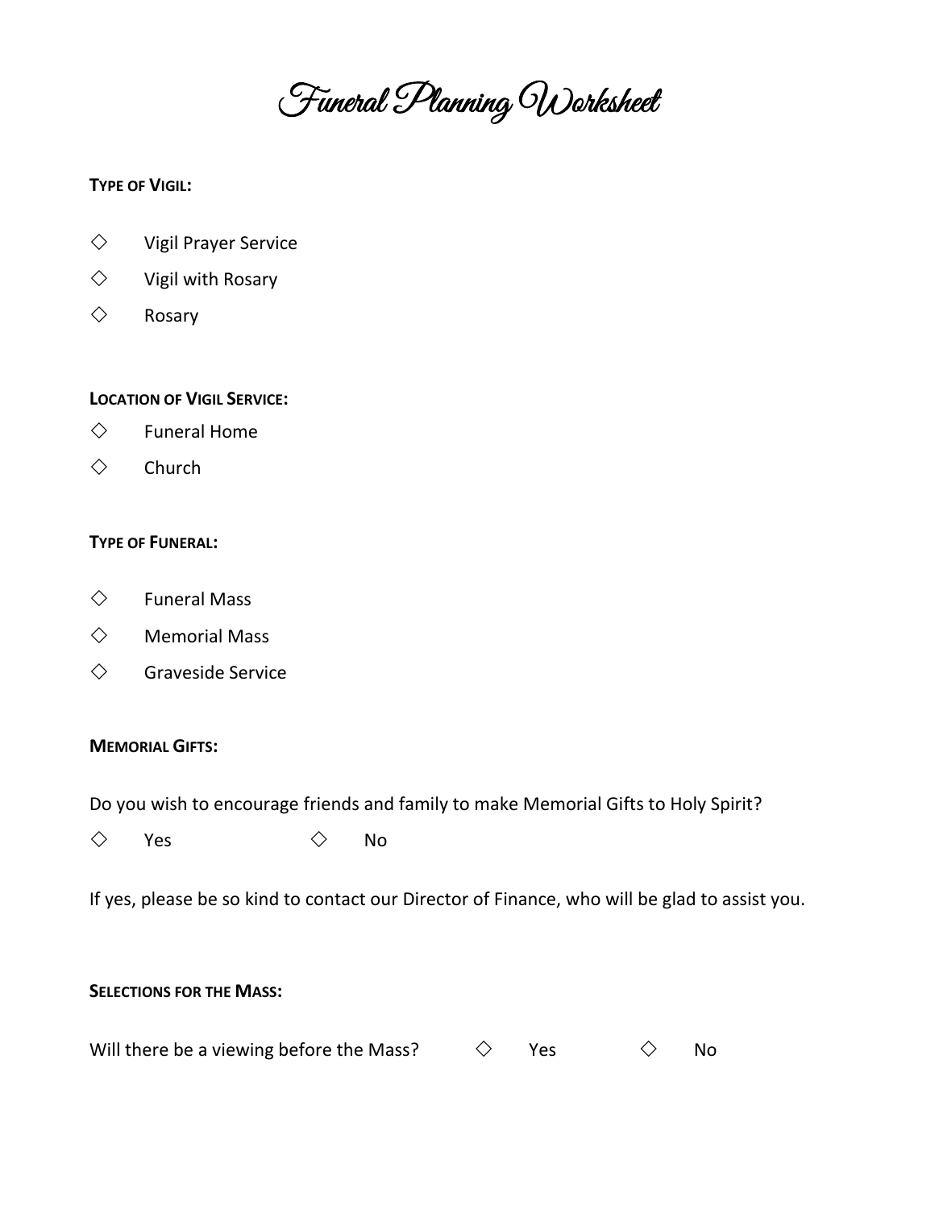# Funeral Planning Worksheet

**TYPE OF VIGIL:**

◇ Vigil Prayer Service

◇ Vigil with Rosary

◇ Rosary

**LOCATION OF VIGIL SERVICE:**

◇ Funeral Home

◇ Church

**TYPE OF FUNERAL:**

◇ Funeral Mass

◇ Memorial Mass

◇ Graveside Service

**MEMORIAL GIFTS:**

Do you wish to encourage friends and family to make Memorial Gifts to Holy Spirit?

◇ Yes ◇ No

If yes, please be so kind to contact our Director of Finance, who will be glad to assist you.

**SELECTIONS FOR THE MASS:**

Will there be a viewing before the Mass? ◇ Yes ◇ No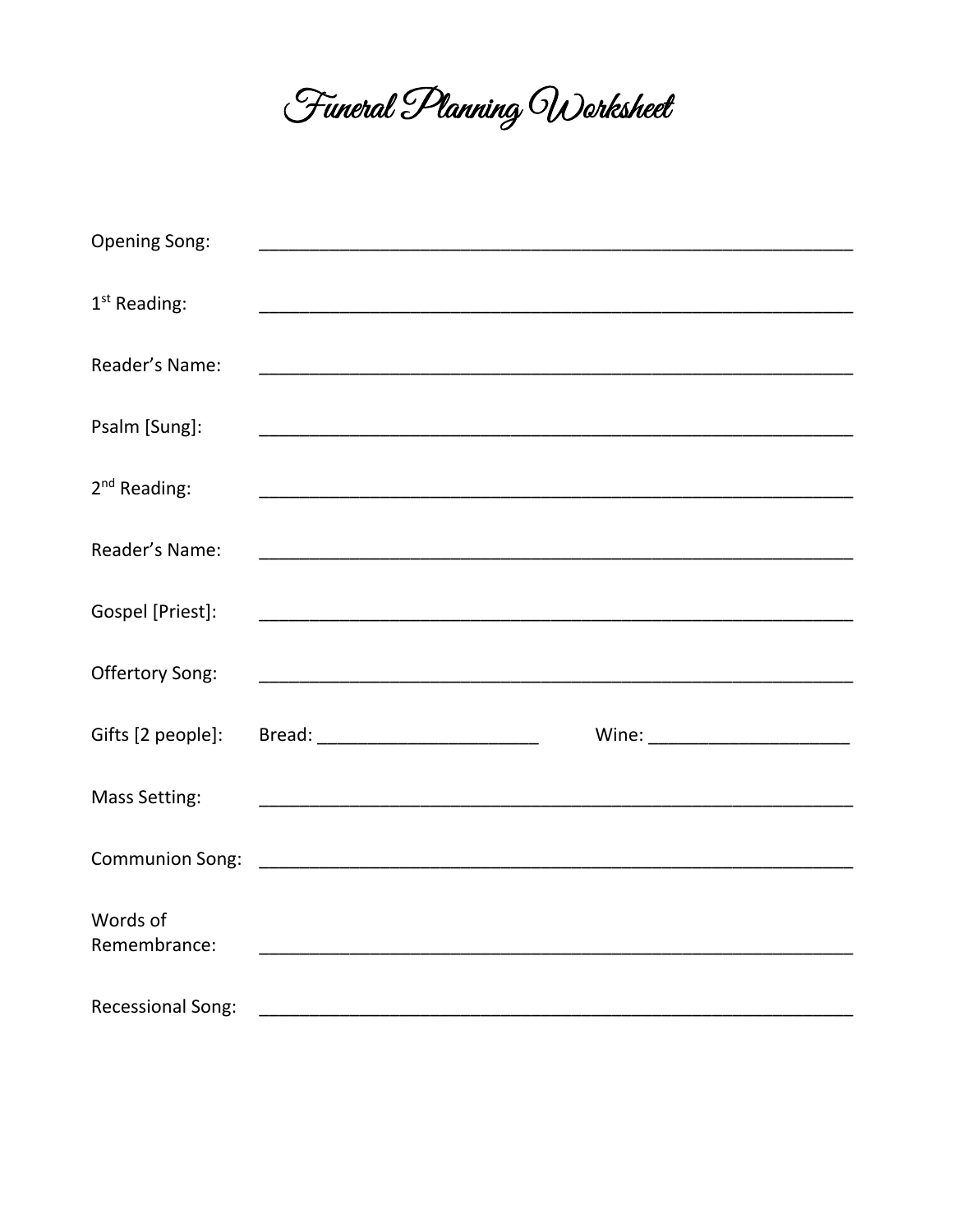# Funeral Planning Worksheet

Opening Song: ____________________________________________________________

1st Reading: ____________________________________________________________

Reader's Name: ____________________________________________________________

Psalm [Sung]: ____________________________________________________________

2nd Reading: ____________________________________________________________

Reader's Name: ____________________________________________________________

Gospel [Priest]: ____________________________________________________________

Offertory Song: ____________________________________________________________

Gifts [2 people]: Bread: ______________________ Wine: ____________________

Mass Setting: ____________________________________________________________

Communion Song: ____________________________________________________________

Words of Remembrance: ____________________________________________________________

Recessional Song: ____________________________________________________________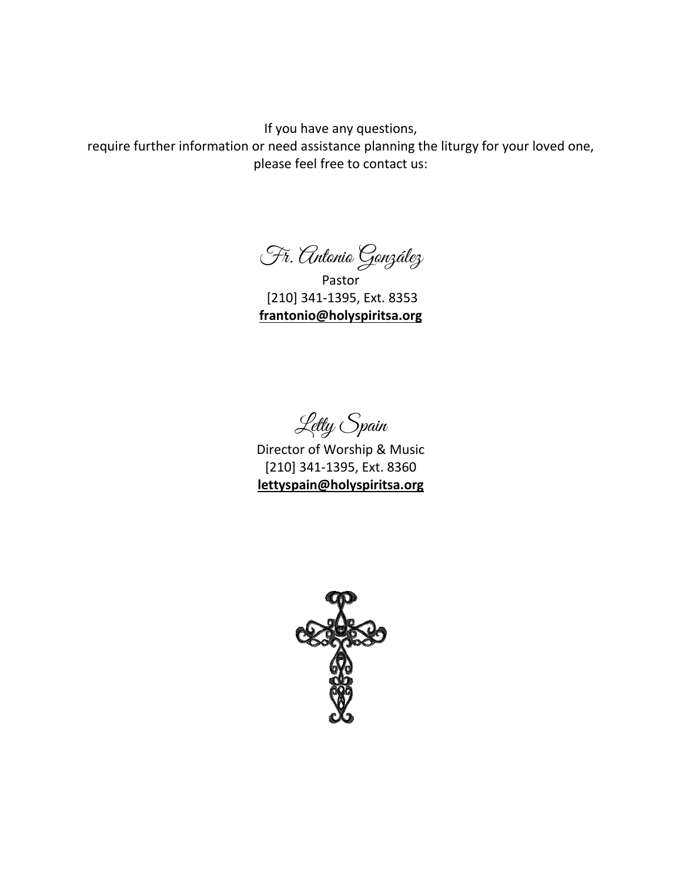If you have any questions,
require further information or need assistance planning the liturgy for your loved one,
please feel free to contact us:

*Fr. Antonio González*
Pastor
[210] 341-1395, Ext. 8353
**frantonio@holyspiritsa.org**

*Letty Spain*
Director of Worship & Music
[210] 341-1395, Ext. 8360
**lettyspain@holyspiritsa.org**